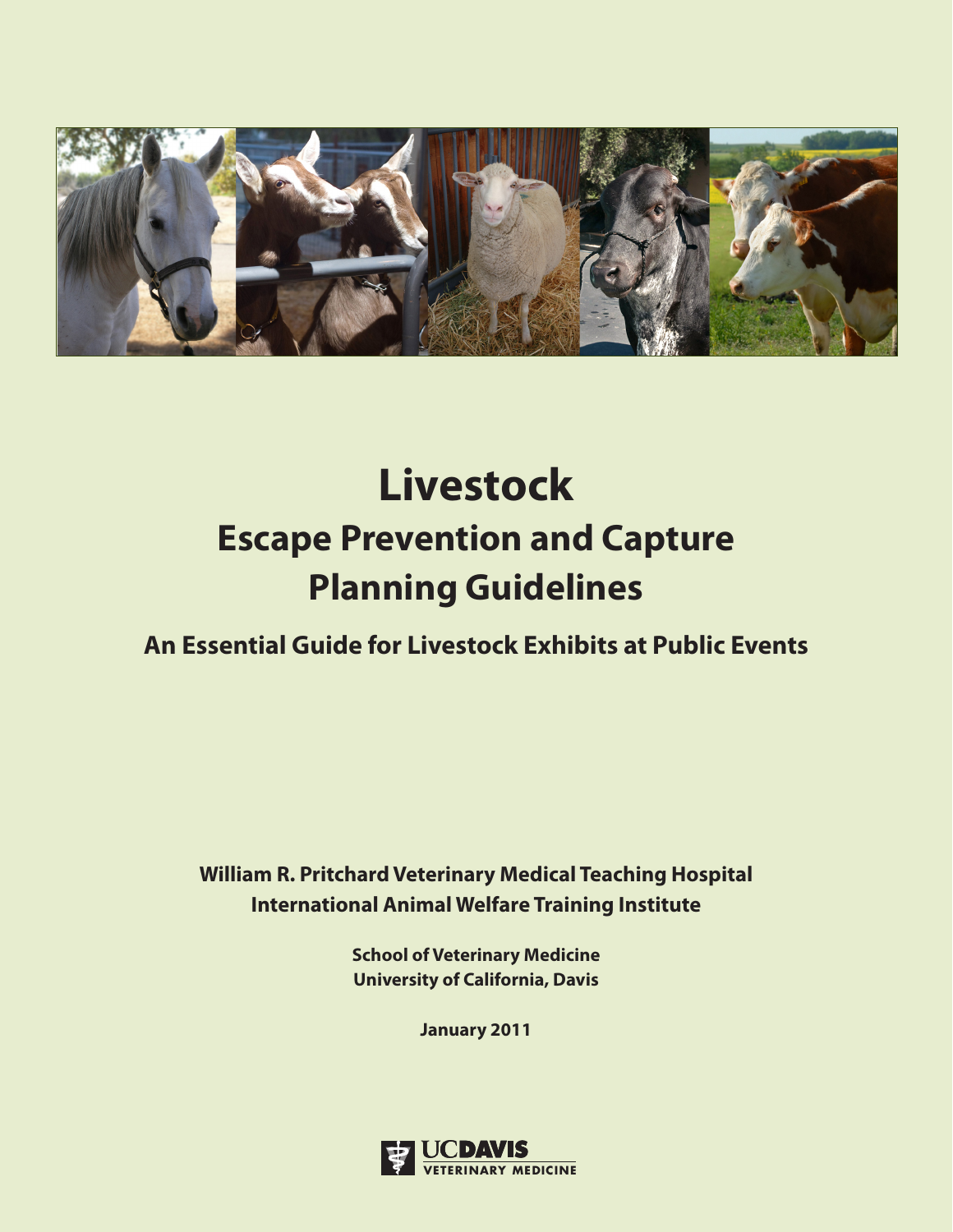# Livestock

## Escape Prevention and Capture Planning Guidelines

### An Essential Guide for Livestock Exhibits at Public Events

**William R. Pritchard Veterinary Medical Teaching Hospital**
**International Animal Welfare Training Institute**

**School of Veterinary Medicine**
**University of California, Davis**

**January 2011**

UCDAVIS
VETERINARY MEDICINE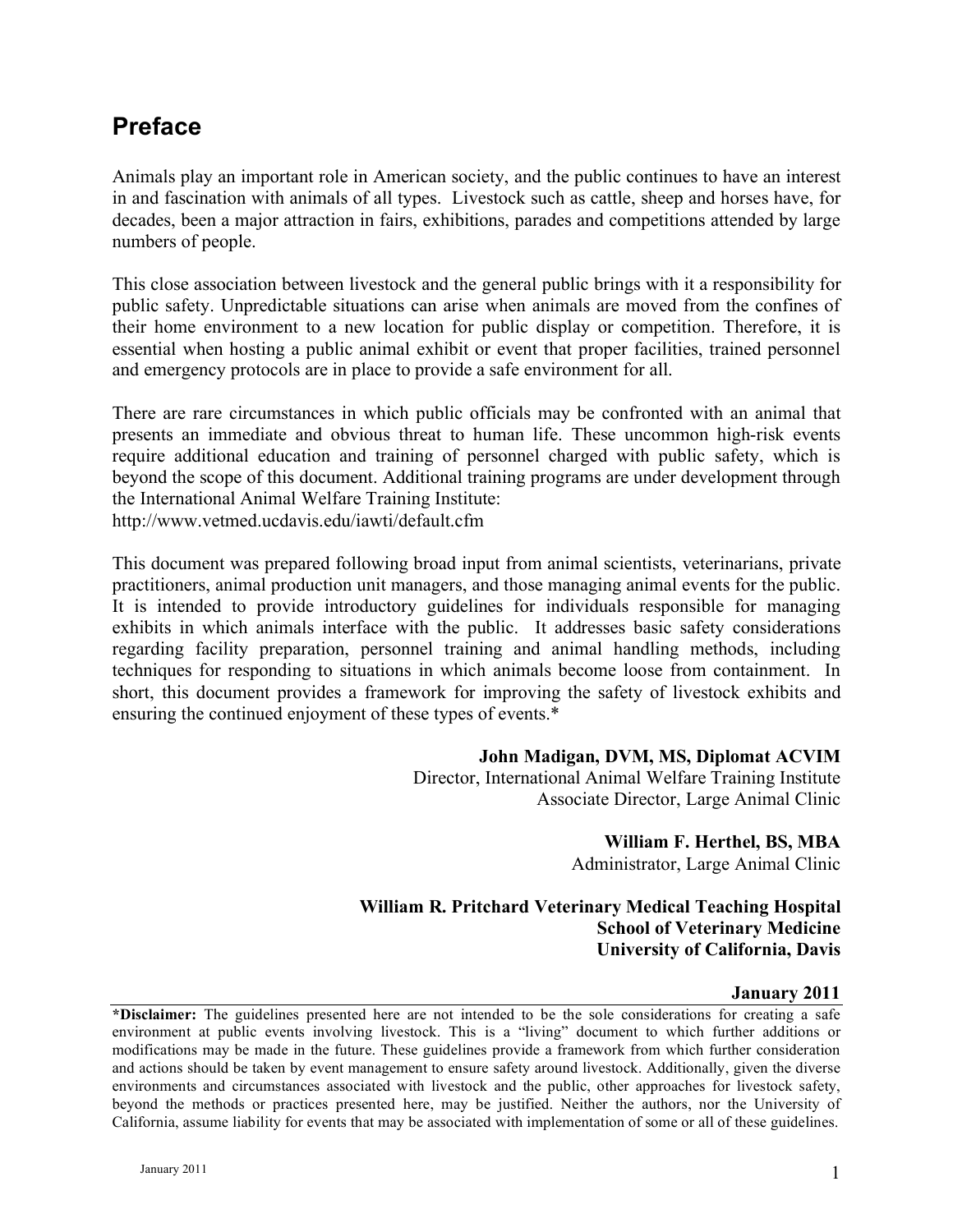# Preface

Animals play an important role in American society, and the public continues to have an interest in and fascination with animals of all types. Livestock such as cattle, sheep and horses have, for decades, been a major attraction in fairs, exhibitions, parades and competitions attended by large numbers of people.

This close association between livestock and the general public brings with it a responsibility for public safety. Unpredictable situations can arise when animals are moved from the confines of their home environment to a new location for public display or competition. Therefore, it is essential when hosting a public animal exhibit or event that proper facilities, trained personnel and emergency protocols are in place to provide a safe environment for all.

There are rare circumstances in which public officials may be confronted with an animal that presents an immediate and obvious threat to human life. These uncommon high-risk events require additional education and training of personnel charged with public safety, which is beyond the scope of this document. Additional training programs are under development through the International Animal Welfare Training Institute:
http://www.vetmed.ucdavis.edu/iawti/default.cfm

This document was prepared following broad input from animal scientists, veterinarians, private practitioners, animal production unit managers, and those managing animal events for the public. It is intended to provide introductory guidelines for individuals responsible for managing exhibits in which animals interface with the public. It addresses basic safety considerations regarding facility preparation, personnel training and animal handling methods, including techniques for responding to situations in which animals become loose from containment. In short, this document provides a framework for improving the safety of livestock exhibits and ensuring the continued enjoyment of these types of events.*

**John Madigan, DVM, MS, Diplomat ACVIM**
Director, International Animal Welfare Training Institute
Associate Director, Large Animal Clinic

**William F. Herthel, BS, MBA**
Administrator, Large Animal Clinic

**William R. Pritchard Veterinary Medical Teaching Hospital**
**School of Veterinary Medicine**
**University of California, Davis**

**January 2011**

**\*Disclaimer:** The guidelines presented here are not intended to be the sole considerations for creating a safe environment at public events involving livestock. This is a "living" document to which further additions or modifications may be made in the future. These guidelines provide a framework from which further consideration and actions should be taken by event management to ensure safety around livestock. Additionally, given the diverse environments and circumstances associated with livestock and the public, other approaches for livestock safety, beyond the methods or practices presented here, may be justified. Neither the authors, nor the University of California, assume liability for events that may be associated with implementation of some or all of these guidelines.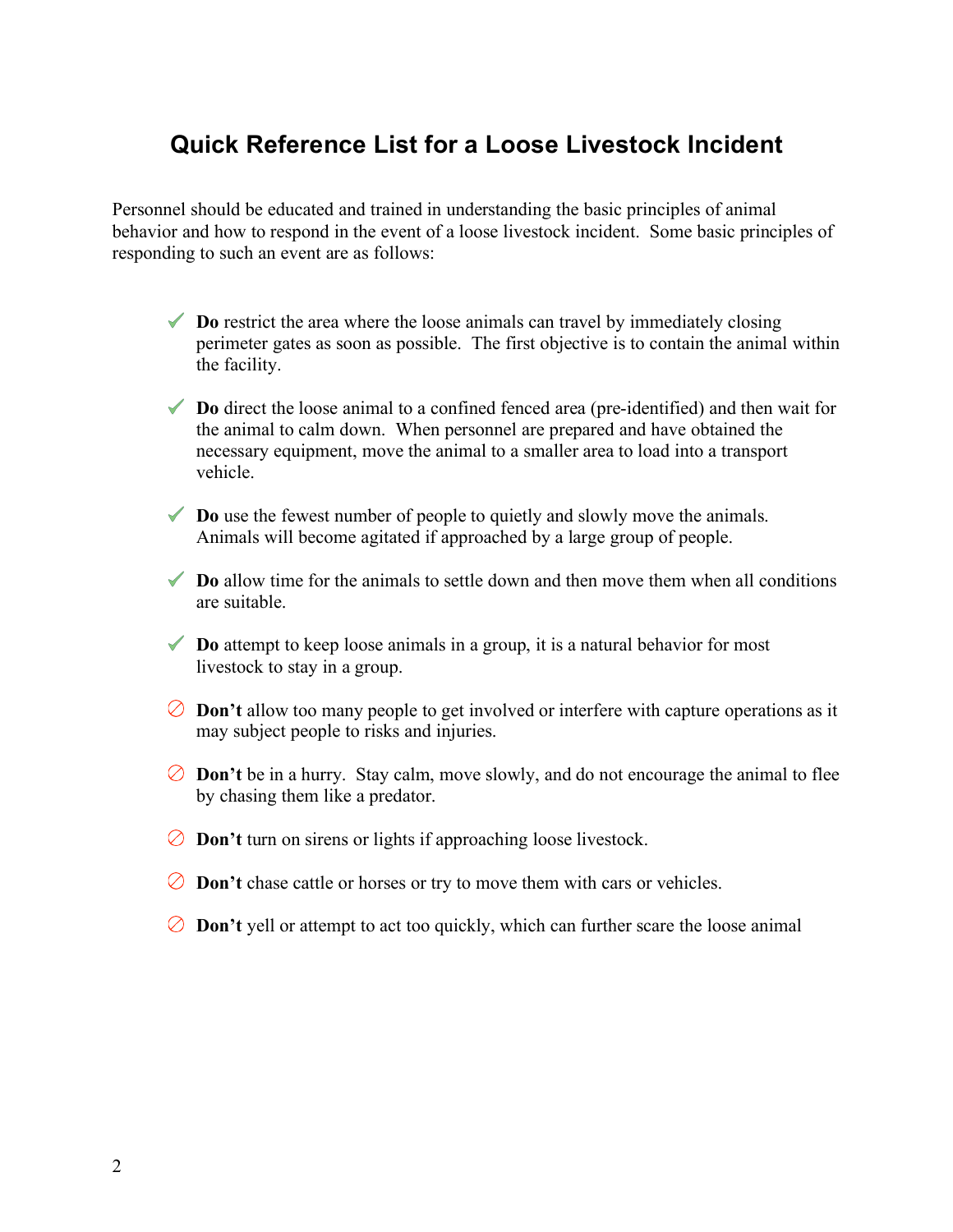## Quick Reference List for a Loose Livestock Incident

Personnel should be educated and trained in understanding the basic principles of animal behavior and how to respond in the event of a loose livestock incident. Some basic principles of responding to such an event are as follows:

- ✓ **Do** restrict the area where the loose animals can travel by immediately closing perimeter gates as soon as possible. The first objective is to contain the animal within the facility.
- ✓ **Do** direct the loose animal to a confined fenced area (pre-identified) and then wait for the animal to calm down. When personnel are prepared and have obtained the necessary equipment, move the animal to a smaller area to load into a transport vehicle.
- ✓ **Do** use the fewest number of people to quietly and slowly move the animals. Animals will become agitated if approached by a large group of people.
- ✓ **Do** allow time for the animals to settle down and then move them when all conditions are suitable.
- ✓ **Do** attempt to keep loose animals in a group, it is a natural behavior for most livestock to stay in a group.
- ⊘ **Don't** allow too many people to get involved or interfere with capture operations as it may subject people to risks and injuries.
- ⊘ **Don't** be in a hurry. Stay calm, move slowly, and do not encourage the animal to flee by chasing them like a predator.
- ⊘ **Don't** turn on sirens or lights if approaching loose livestock.
- ⊘ **Don't** chase cattle or horses or try to move them with cars or vehicles.
- ⊘ **Don't** yell or attempt to act too quickly, which can further scare the loose animal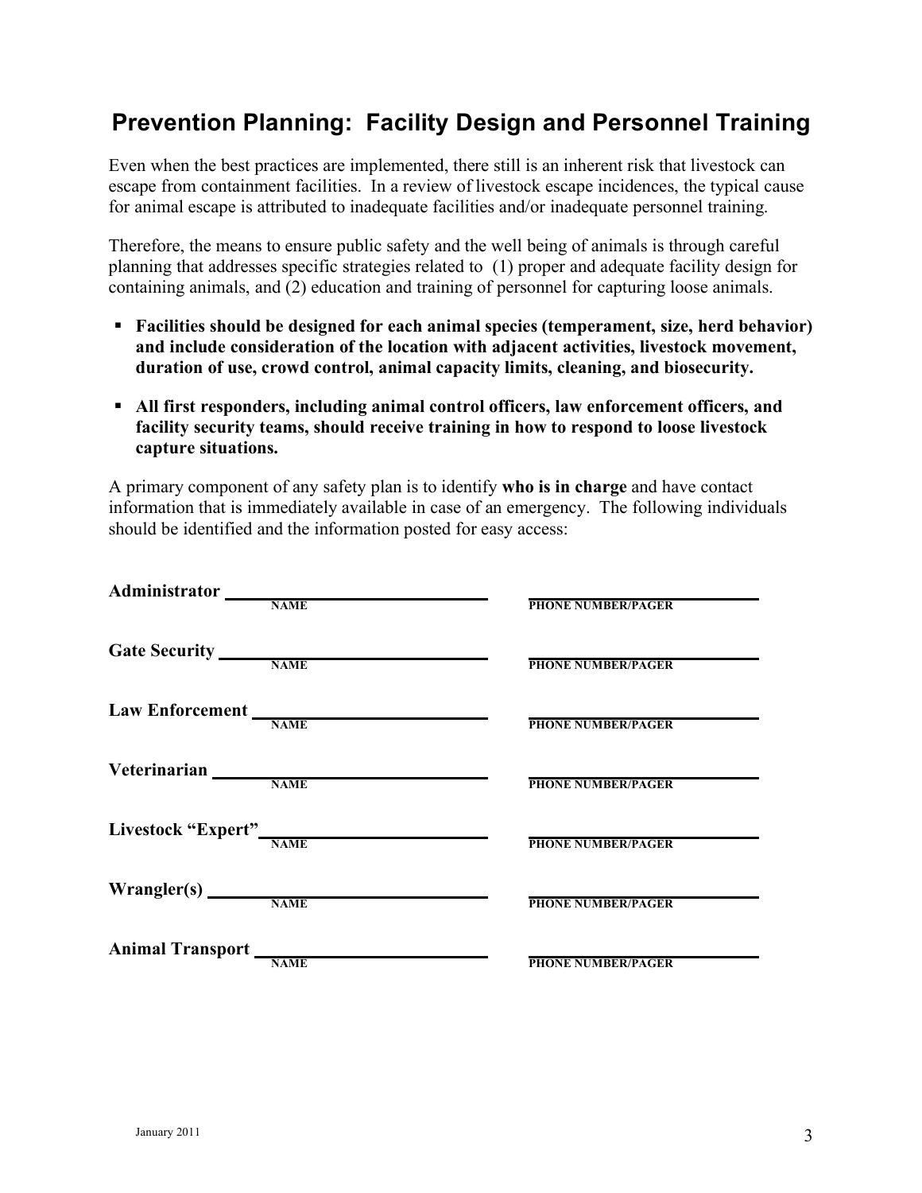## Prevention Planning: Facility Design and Personnel Training

Even when the best practices are implemented, there still is an inherent risk that livestock can escape from containment facilities. In a review of livestock escape incidences, the typical cause for animal escape is attributed to inadequate facilities and/or inadequate personnel training.

Therefore, the means to ensure public safety and the well being of animals is through careful planning that addresses specific strategies related to (1) proper and adequate facility design for containing animals, and (2) education and training of personnel for capturing loose animals.

- **Facilities should be designed for each animal species (temperament, size, herd behavior) and include consideration of the location with adjacent activities, livestock movement, duration of use, crowd control, animal capacity limits, cleaning, and biosecurity.**
- **All first responders, including animal control officers, law enforcement officers, and facility security teams, should receive training in how to respond to loose livestock capture situations.**

A primary component of any safety plan is to identify **who is in charge** and have contact information that is immediately available in case of an emergency. The following individuals should be identified and the information posted for easy access:

| | NAME | PHONE NUMBER/PAGER |
|---|---|---|
| **Administrator** | | |
| **Gate Security** | | |
| **Law Enforcement** | | |
| **Veterinarian** | | |
| **Livestock "Expert"** | | |
| **Wrangler(s)** | | |
| **Animal Transport** | | |

January 2011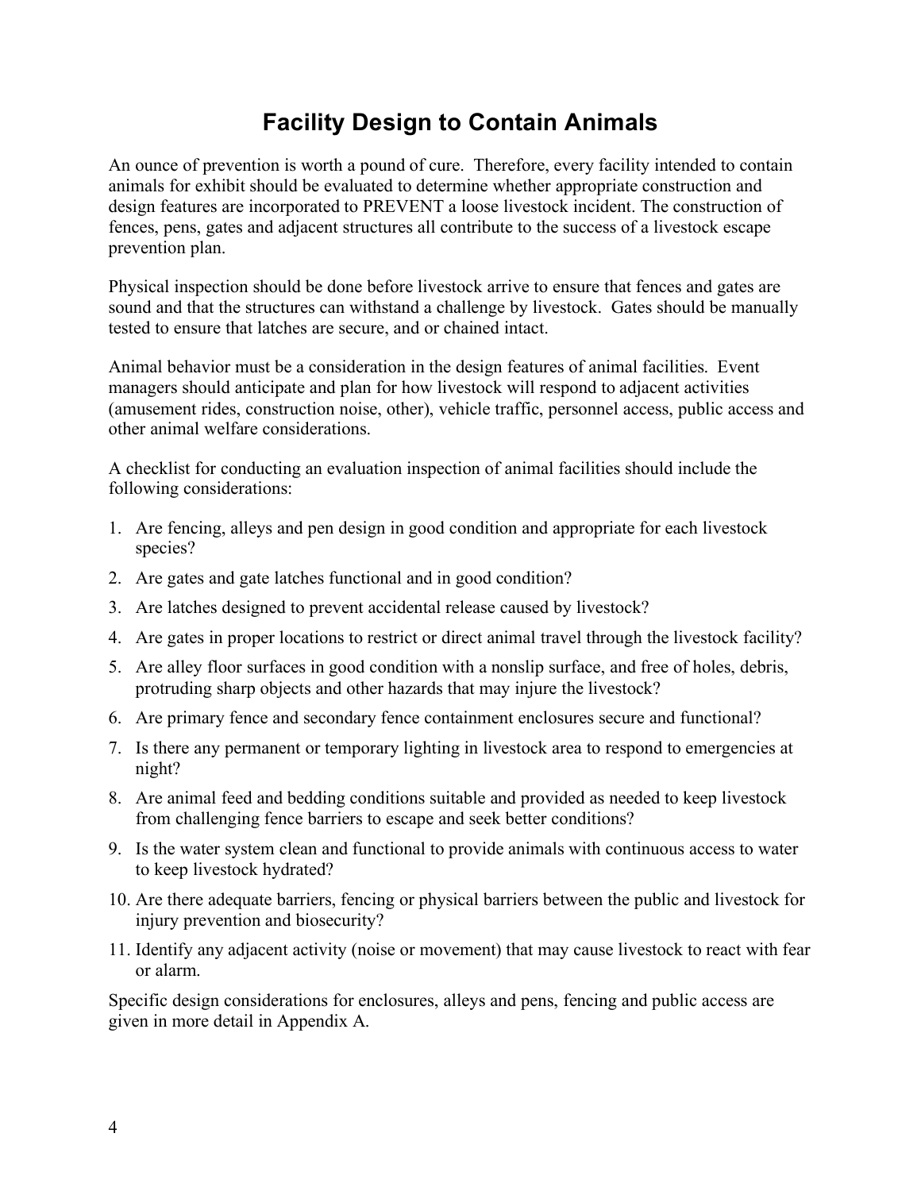# Facility Design to Contain Animals

An ounce of prevention is worth a pound of cure. Therefore, every facility intended to contain animals for exhibit should be evaluated to determine whether appropriate construction and design features are incorporated to PREVENT a loose livestock incident. The construction of fences, pens, gates and adjacent structures all contribute to the success of a livestock escape prevention plan.

Physical inspection should be done before livestock arrive to ensure that fences and gates are sound and that the structures can withstand a challenge by livestock. Gates should be manually tested to ensure that latches are secure, and or chained intact.

Animal behavior must be a consideration in the design features of animal facilities. Event managers should anticipate and plan for how livestock will respond to adjacent activities (amusement rides, construction noise, other), vehicle traffic, personnel access, public access and other animal welfare considerations.

A checklist for conducting an evaluation inspection of animal facilities should include the following considerations:

1. Are fencing, alleys and pen design in good condition and appropriate for each livestock species?
2. Are gates and gate latches functional and in good condition?
3. Are latches designed to prevent accidental release caused by livestock?
4. Are gates in proper locations to restrict or direct animal travel through the livestock facility?
5. Are alley floor surfaces in good condition with a nonslip surface, and free of holes, debris, protruding sharp objects and other hazards that may injure the livestock?
6. Are primary fence and secondary fence containment enclosures secure and functional?
7. Is there any permanent or temporary lighting in livestock area to respond to emergencies at night?
8. Are animal feed and bedding conditions suitable and provided as needed to keep livestock from challenging fence barriers to escape and seek better conditions?
9. Is the water system clean and functional to provide animals with continuous access to water to keep livestock hydrated?
10. Are there adequate barriers, fencing or physical barriers between the public and livestock for injury prevention and biosecurity?
11. Identify any adjacent activity (noise or movement) that may cause livestock to react with fear or alarm.

Specific design considerations for enclosures, alleys and pens, fencing and public access are given in more detail in Appendix A.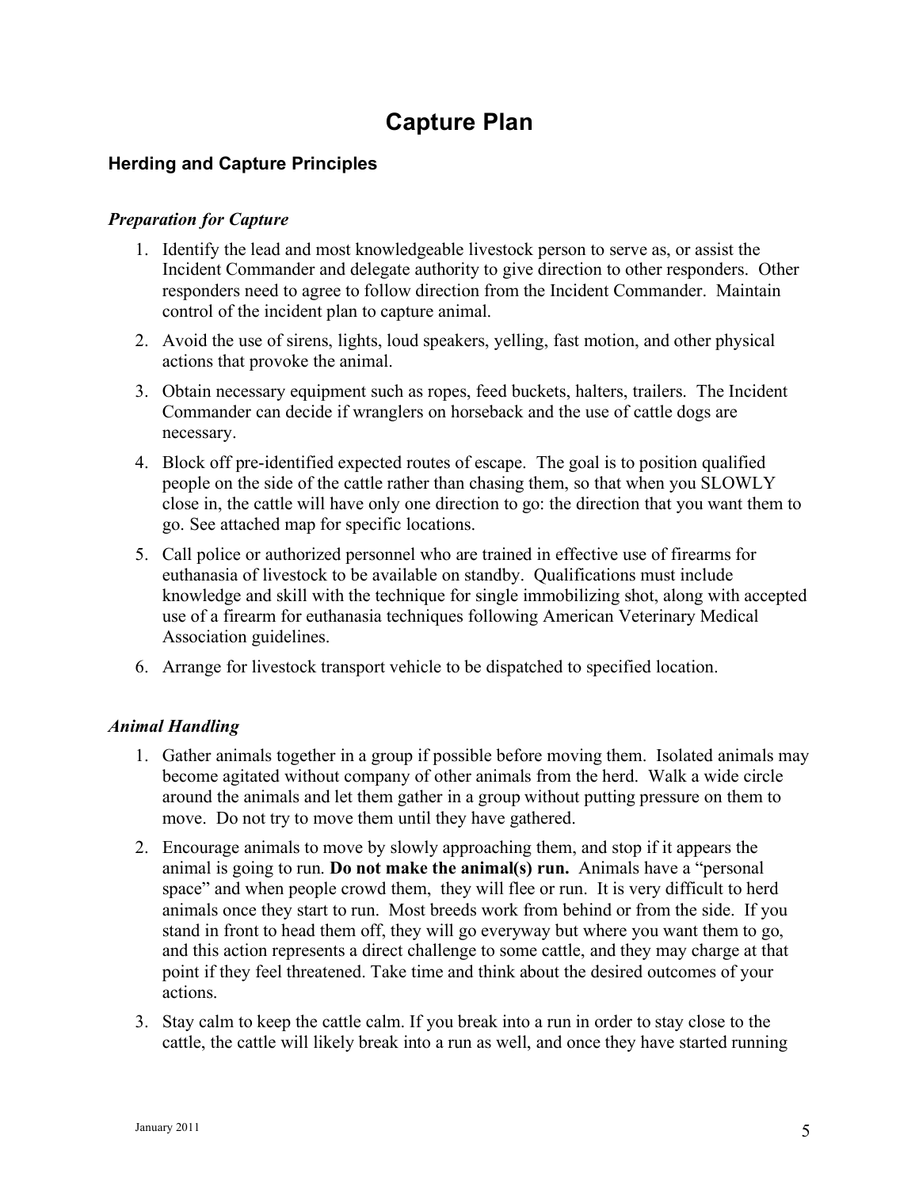# Capture Plan

## Herding and Capture Principles

### *Preparation for Capture*

1. Identify the lead and most knowledgeable livestock person to serve as, or assist the Incident Commander and delegate authority to give direction to other responders. Other responders need to agree to follow direction from the Incident Commander. Maintain control of the incident plan to capture animal.
2. Avoid the use of sirens, lights, loud speakers, yelling, fast motion, and other physical actions that provoke the animal.
3. Obtain necessary equipment such as ropes, feed buckets, halters, trailers. The Incident Commander can decide if wranglers on horseback and the use of cattle dogs are necessary.
4. Block off pre-identified expected routes of escape. The goal is to position qualified people on the side of the cattle rather than chasing them, so that when you SLOWLY close in, the cattle will have only one direction to go: the direction that you want them to go. See attached map for specific locations.
5. Call police or authorized personnel who are trained in effective use of firearms for euthanasia of livestock to be available on standby. Qualifications must include knowledge and skill with the technique for single immobilizing shot, along with accepted use of a firearm for euthanasia techniques following American Veterinary Medical Association guidelines.
6. Arrange for livestock transport vehicle to be dispatched to specified location.

### *Animal Handling*

1. Gather animals together in a group if possible before moving them. Isolated animals may become agitated without company of other animals from the herd. Walk a wide circle around the animals and let them gather in a group without putting pressure on them to move. Do not try to move them until they have gathered.
2. Encourage animals to move by slowly approaching them, and stop if it appears the animal is going to run. **Do not make the animal(s) run.** Animals have a "personal space" and when people crowd them, they will flee or run. It is very difficult to herd animals once they start to run. Most breeds work from behind or from the side. If you stand in front to head them off, they will go everyway but where you want them to go, and this action represents a direct challenge to some cattle, and they may charge at that point if they feel threatened. Take time and think about the desired outcomes of your actions.
3. Stay calm to keep the cattle calm. If you break into a run in order to stay close to the cattle, the cattle will likely break into a run as well, and once they have started running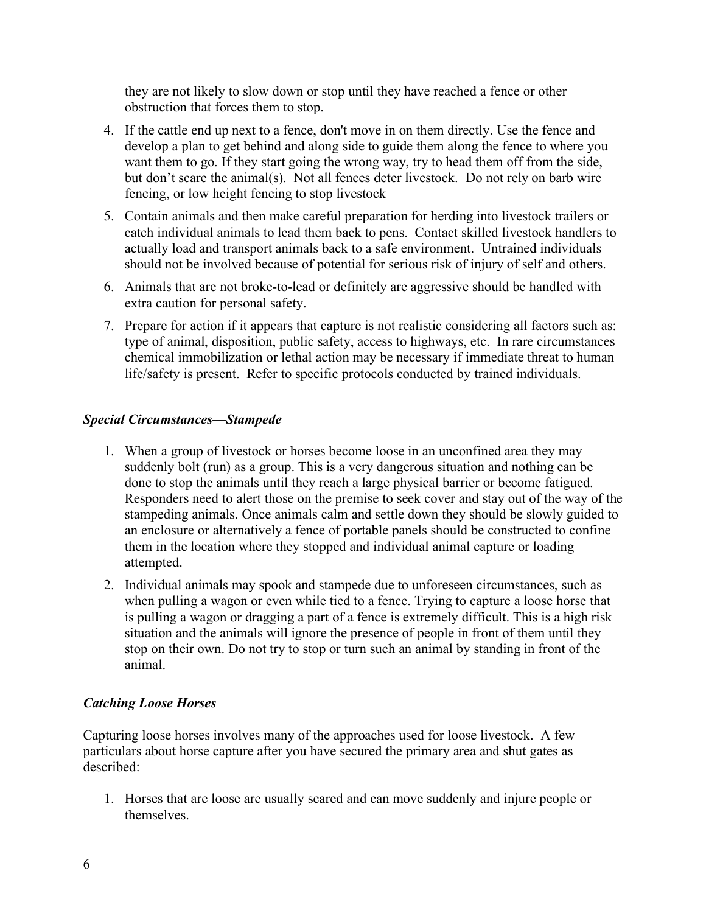they are not likely to slow down or stop until they have reached a fence or other obstruction that forces them to stop.

4. If the cattle end up next to a fence, don't move in on them directly. Use the fence and develop a plan to get behind and along side to guide them along the fence to where you want them to go. If they start going the wrong way, try to head them off from the side, but don't scare the animal(s). Not all fences deter livestock. Do not rely on barb wire fencing, or low height fencing to stop livestock
5. Contain animals and then make careful preparation for herding into livestock trailers or catch individual animals to lead them back to pens. Contact skilled livestock handlers to actually load and transport animals back to a safe environment. Untrained individuals should not be involved because of potential for serious risk of injury of self and others.
6. Animals that are not broke-to-lead or definitely are aggressive should be handled with extra caution for personal safety.
7. Prepare for action if it appears that capture is not realistic considering all factors such as: type of animal, disposition, public safety, access to highways, etc. In rare circumstances chemical immobilization or lethal action may be necessary if immediate threat to human life/safety is present. Refer to specific protocols conducted by trained individuals.

### *Special Circumstances—Stampede*

1. When a group of livestock or horses become loose in an unconfined area they may suddenly bolt (run) as a group. This is a very dangerous situation and nothing can be done to stop the animals until they reach a large physical barrier or become fatigued. Responders need to alert those on the premise to seek cover and stay out of the way of the stampeding animals. Once animals calm and settle down they should be slowly guided to an enclosure or alternatively a fence of portable panels should be constructed to confine them in the location where they stopped and individual animal capture or loading attempted.
2. Individual animals may spook and stampede due to unforeseen circumstances, such as when pulling a wagon or even while tied to a fence. Trying to capture a loose horse that is pulling a wagon or dragging a part of a fence is extremely difficult. This is a high risk situation and the animals will ignore the presence of people in front of them until they stop on their own. Do not try to stop or turn such an animal by standing in front of the animal.

### *Catching Loose Horses*

Capturing loose horses involves many of the approaches used for loose livestock. A few particulars about horse capture after you have secured the primary area and shut gates as described:

1. Horses that are loose are usually scared and can move suddenly and injure people or themselves.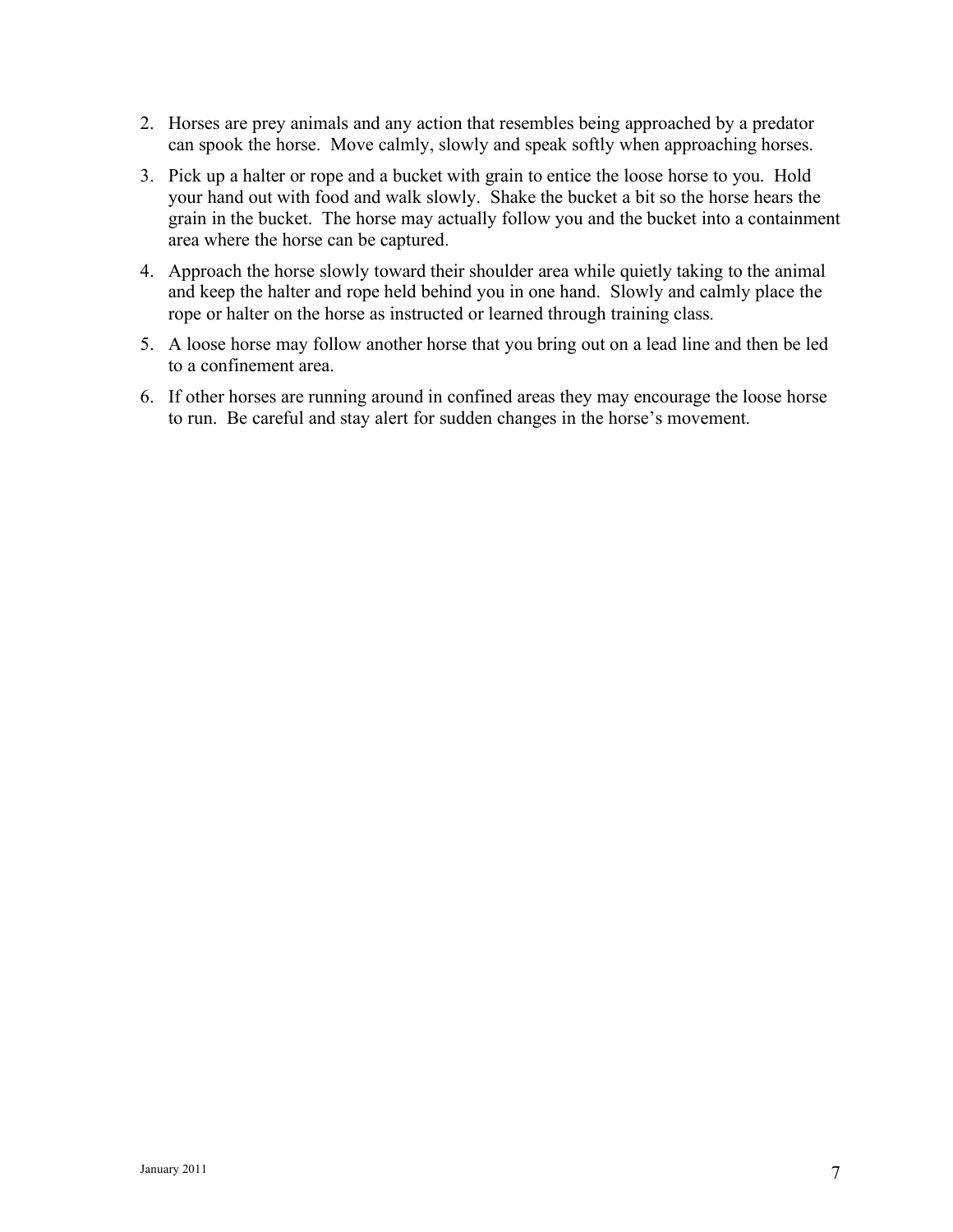2. Horses are prey animals and any action that resembles being approached by a predator can spook the horse. Move calmly, slowly and speak softly when approaching horses.
3. Pick up a halter or rope and a bucket with grain to entice the loose horse to you. Hold your hand out with food and walk slowly. Shake the bucket a bit so the horse hears the grain in the bucket. The horse may actually follow you and the bucket into a containment area where the horse can be captured.
4. Approach the horse slowly toward their shoulder area while quietly taking to the animal and keep the halter and rope held behind you in one hand. Slowly and calmly place the rope or halter on the horse as instructed or learned through training class.
5. A loose horse may follow another horse that you bring out on a lead line and then be led to a confinement area.
6. If other horses are running around in confined areas they may encourage the loose horse to run. Be careful and stay alert for sudden changes in the horse's movement.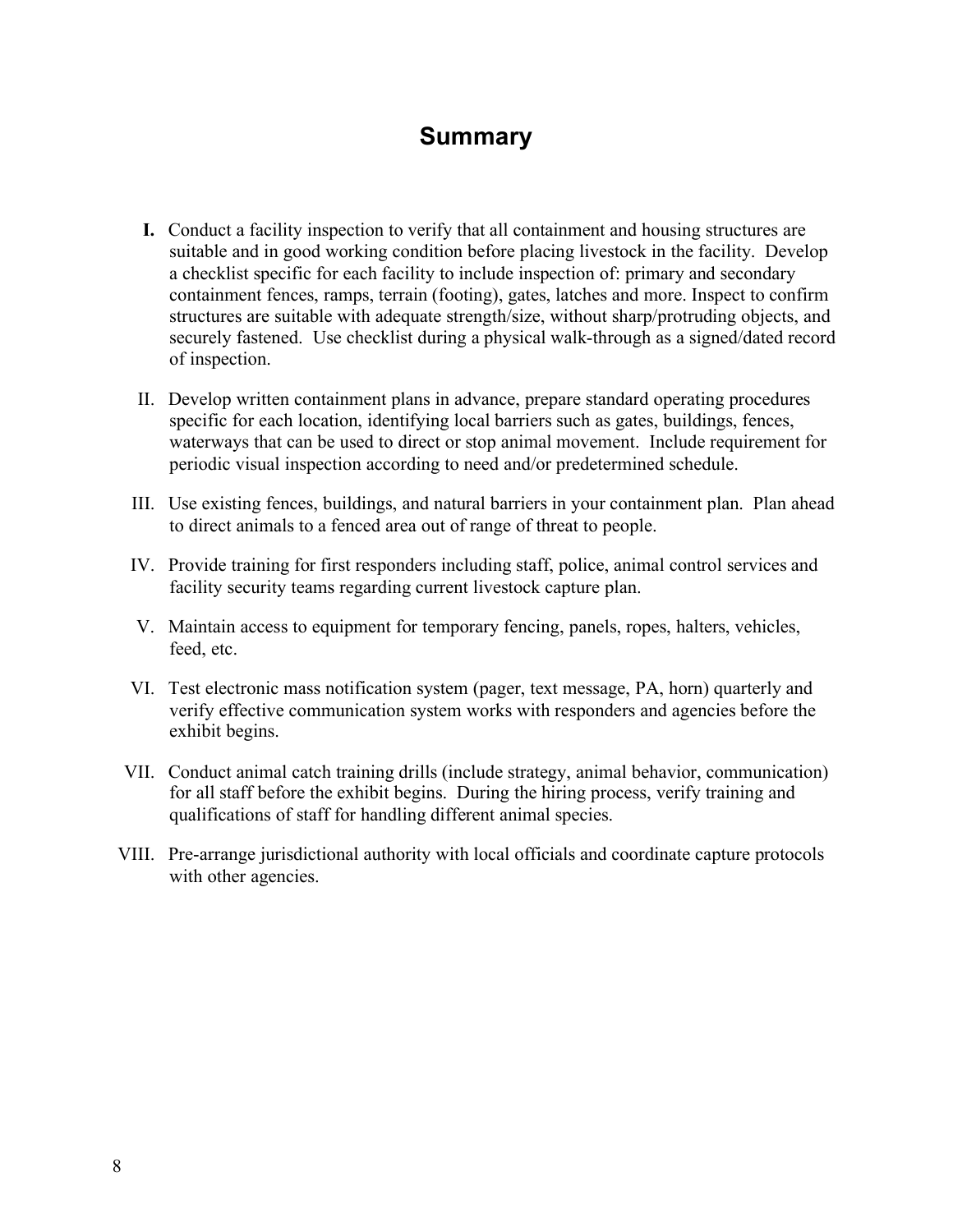# Summary

**I.** Conduct a facility inspection to verify that all containment and housing structures are suitable and in good working condition before placing livestock in the facility. Develop a checklist specific for each facility to include inspection of: primary and secondary containment fences, ramps, terrain (footing), gates, latches and more. Inspect to confirm structures are suitable with adequate strength/size, without sharp/protruding objects, and securely fastened. Use checklist during a physical walk-through as a signed/dated record of inspection.

II. Develop written containment plans in advance, prepare standard operating procedures specific for each location, identifying local barriers such as gates, buildings, fences, waterways that can be used to direct or stop animal movement. Include requirement for periodic visual inspection according to need and/or predetermined schedule.

III. Use existing fences, buildings, and natural barriers in your containment plan. Plan ahead to direct animals to a fenced area out of range of threat to people.

IV. Provide training for first responders including staff, police, animal control services and facility security teams regarding current livestock capture plan.

V. Maintain access to equipment for temporary fencing, panels, ropes, halters, vehicles, feed, etc.

VI. Test electronic mass notification system (pager, text message, PA, horn) quarterly and verify effective communication system works with responders and agencies before the exhibit begins.

VII. Conduct animal catch training drills (include strategy, animal behavior, communication) for all staff before the exhibit begins. During the hiring process, verify training and qualifications of staff for handling different animal species.

VIII. Pre-arrange jurisdictional authority with local officials and coordinate capture protocols with other agencies.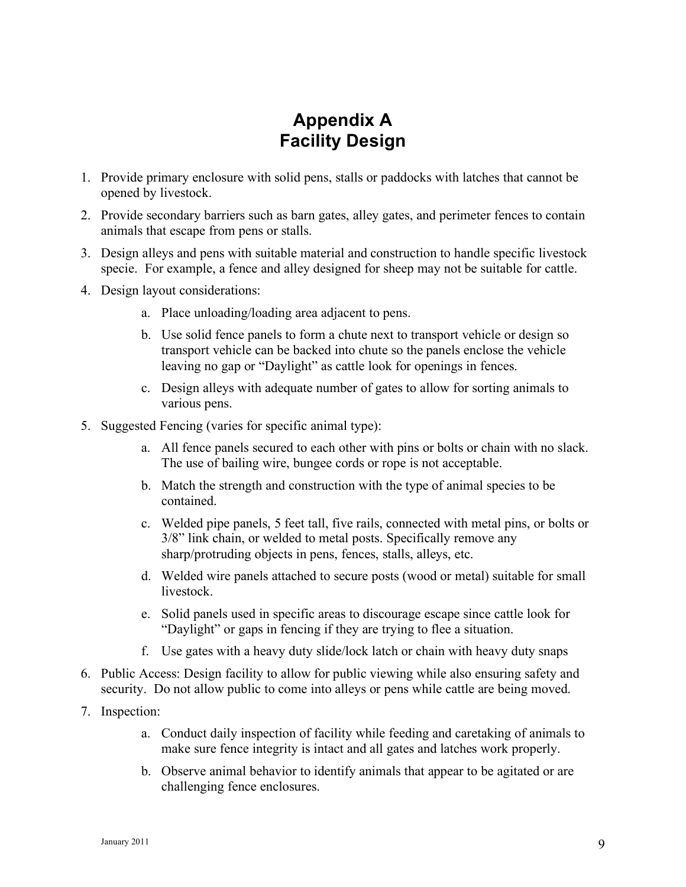# Appendix A
# Facility Design

1. Provide primary enclosure with solid pens, stalls or paddocks with latches that cannot be opened by livestock.
2. Provide secondary barriers such as barn gates, alley gates, and perimeter fences to contain animals that escape from pens or stalls.
3. Design alleys and pens with suitable material and construction to handle specific livestock specie. For example, a fence and alley designed for sheep may not be suitable for cattle.
4. Design layout considerations:
   a. Place unloading/loading area adjacent to pens.
   b. Use solid fence panels to form a chute next to transport vehicle or design so transport vehicle can be backed into chute so the panels enclose the vehicle leaving no gap or "Daylight" as cattle look for openings in fences.
   c. Design alleys with adequate number of gates to allow for sorting animals to various pens.
5. Suggested Fencing (varies for specific animal type):
   a. All fence panels secured to each other with pins or bolts or chain with no slack. The use of bailing wire, bungee cords or rope is not acceptable.
   b. Match the strength and construction with the type of animal species to be contained.
   c. Welded pipe panels, 5 feet tall, five rails, connected with metal pins, or bolts or 3/8" link chain, or welded to metal posts. Specifically remove any sharp/protruding objects in pens, fences, stalls, alleys, etc.
   d. Welded wire panels attached to secure posts (wood or metal) suitable for small livestock.
   e. Solid panels used in specific areas to discourage escape since cattle look for "Daylight" or gaps in fencing if they are trying to flee a situation.
   f. Use gates with a heavy duty slide/lock latch or chain with heavy duty snaps
6. Public Access: Design facility to allow for public viewing while also ensuring safety and security. Do not allow public to come into alleys or pens while cattle are being moved.
7. Inspection:
   a. Conduct daily inspection of facility while feeding and caretaking of animals to make sure fence integrity is intact and all gates and latches work properly.
   b. Observe animal behavior to identify animals that appear to be agitated or are challenging fence enclosures.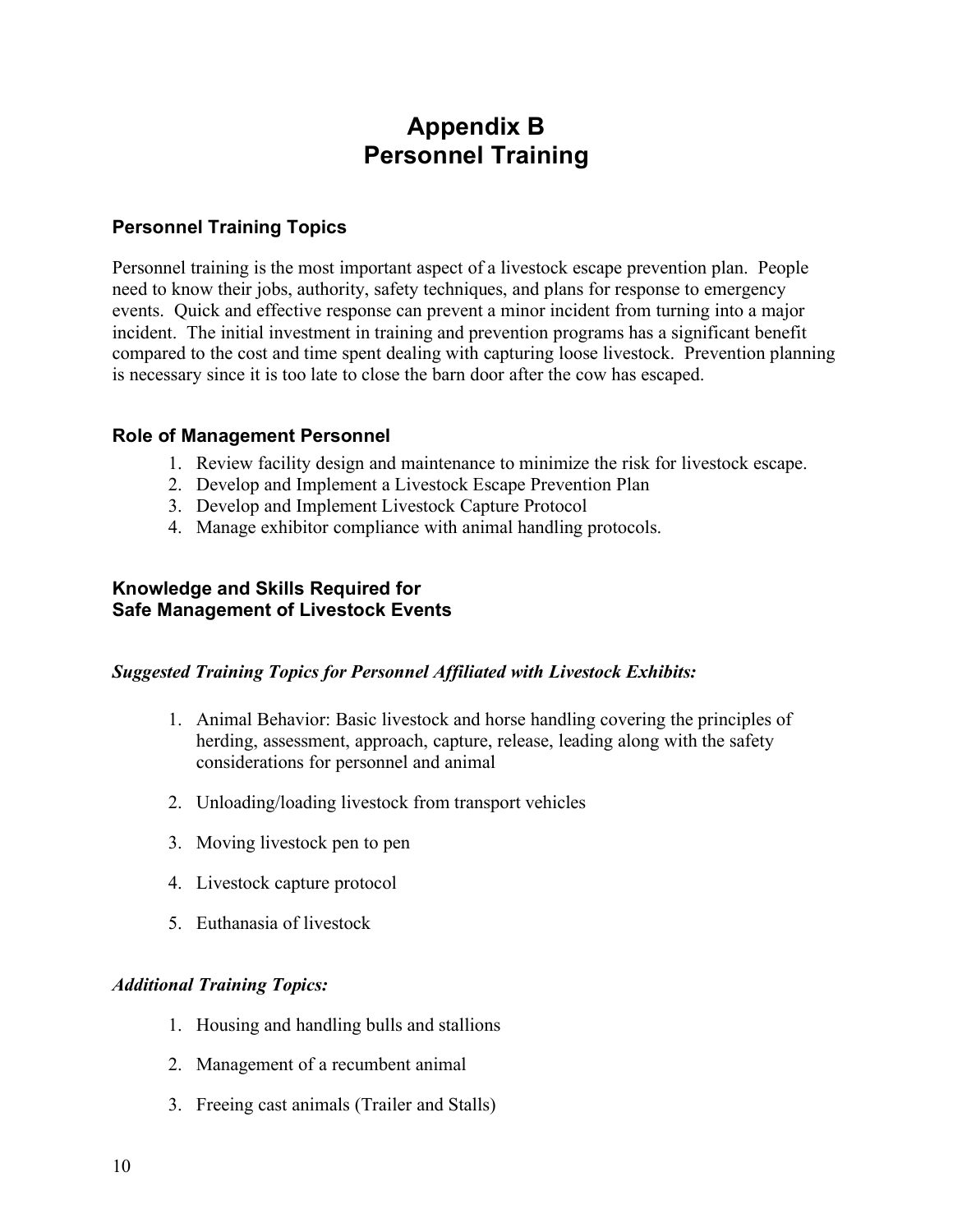# Appendix B
# Personnel Training

## Personnel Training Topics

Personnel training is the most important aspect of a livestock escape prevention plan. People need to know their jobs, authority, safety techniques, and plans for response to emergency events. Quick and effective response can prevent a minor incident from turning into a major incident. The initial investment in training and prevention programs has a significant benefit compared to the cost and time spent dealing with capturing loose livestock. Prevention planning is necessary since it is too late to close the barn door after the cow has escaped.

## Role of Management Personnel

1. Review facility design and maintenance to minimize the risk for livestock escape.
2. Develop and Implement a Livestock Escape Prevention Plan
3. Develop and Implement Livestock Capture Protocol
4. Manage exhibitor compliance with animal handling protocols.

## Knowledge and Skills Required for Safe Management of Livestock Events

***Suggested Training Topics for Personnel Affiliated with Livestock Exhibits:***

1. Animal Behavior: Basic livestock and horse handling covering the principles of herding, assessment, approach, capture, release, leading along with the safety considerations for personnel and animal
2. Unloading/loading livestock from transport vehicles
3. Moving livestock pen to pen
4. Livestock capture protocol
5. Euthanasia of livestock

***Additional Training Topics:***

1. Housing and handling bulls and stallions
2. Management of a recumbent animal
3. Freeing cast animals (Trailer and Stalls)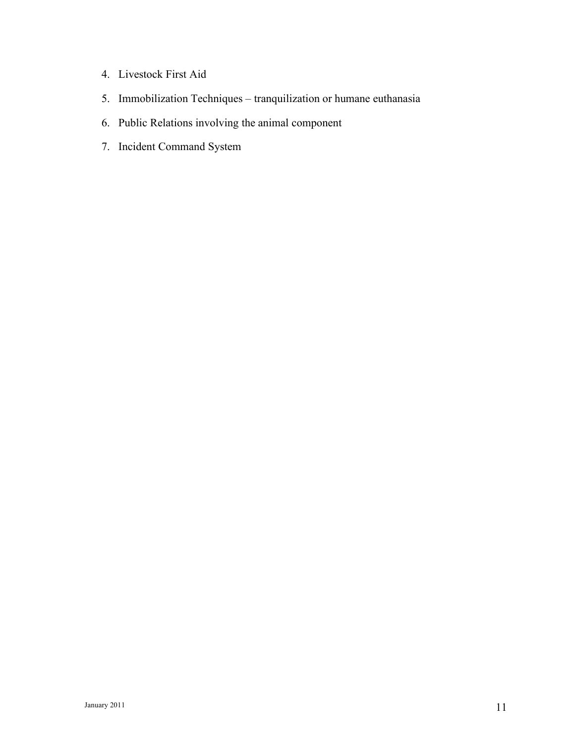4. Livestock First Aid
5. Immobilization Techniques – tranquilization or humane euthanasia
6. Public Relations involving the animal component
7. Incident Command System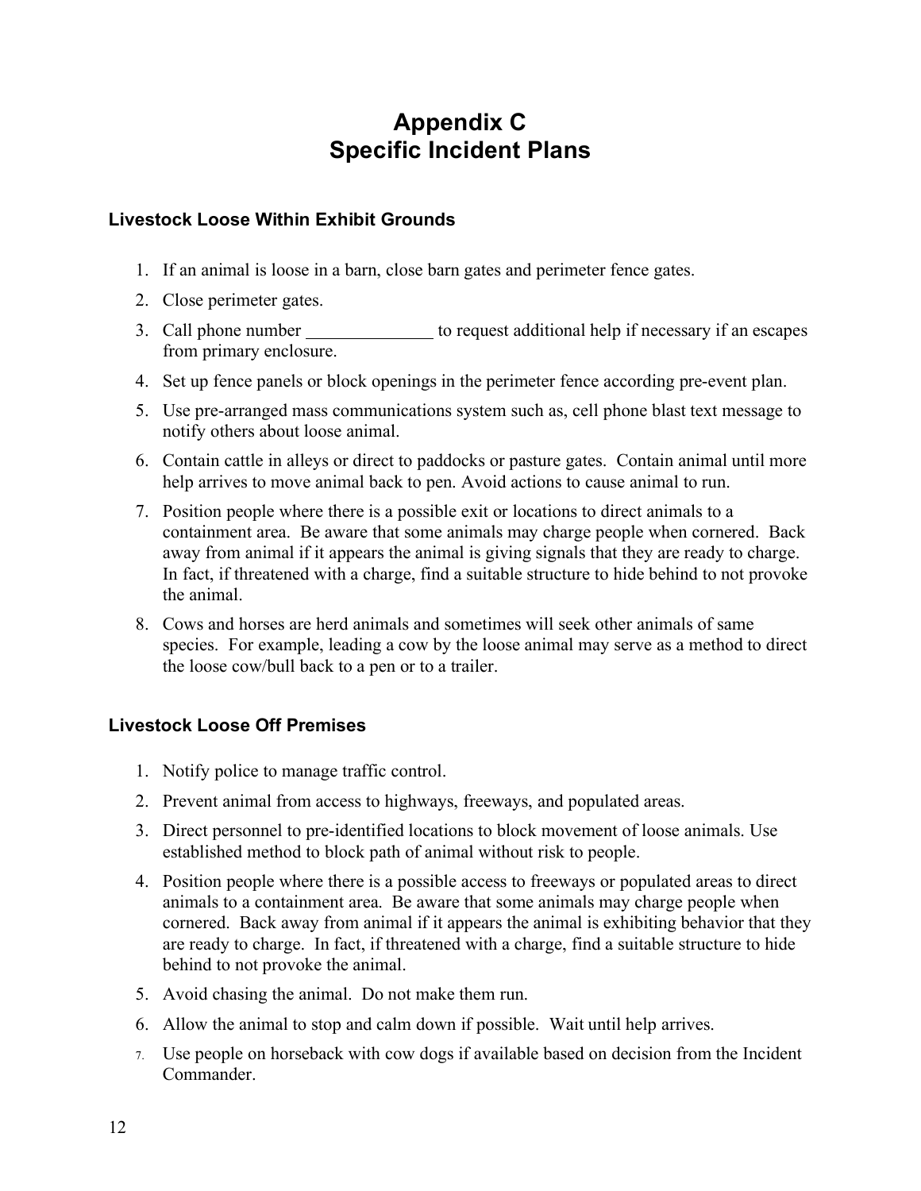# Appendix C
# Specific Incident Plans

### Livestock Loose Within Exhibit Grounds

1. If an animal is loose in a barn, close barn gates and perimeter fence gates.
2. Close perimeter gates.
3. Call phone number ______________ to request additional help if necessary if an escapes from primary enclosure.
4. Set up fence panels or block openings in the perimeter fence according pre-event plan.
5. Use pre-arranged mass communications system such as, cell phone blast text message to notify others about loose animal.
6. Contain cattle in alleys or direct to paddocks or pasture gates. Contain animal until more help arrives to move animal back to pen. Avoid actions to cause animal to run.
7. Position people where there is a possible exit or locations to direct animals to a containment area. Be aware that some animals may charge people when cornered. Back away from animal if it appears the animal is giving signals that they are ready to charge. In fact, if threatened with a charge, find a suitable structure to hide behind to not provoke the animal.
8. Cows and horses are herd animals and sometimes will seek other animals of same species. For example, leading a cow by the loose animal may serve as a method to direct the loose cow/bull back to a pen or to a trailer.

### Livestock Loose Off Premises

1. Notify police to manage traffic control.
2. Prevent animal from access to highways, freeways, and populated areas.
3. Direct personnel to pre-identified locations to block movement of loose animals. Use established method to block path of animal without risk to people.
4. Position people where there is a possible access to freeways or populated areas to direct animals to a containment area. Be aware that some animals may charge people when cornered. Back away from animal if it appears the animal is exhibiting behavior that they are ready to charge. In fact, if threatened with a charge, find a suitable structure to hide behind to not provoke the animal.
5. Avoid chasing the animal. Do not make them run.
6. Allow the animal to stop and calm down if possible. Wait until help arrives.
7. Use people on horseback with cow dogs if available based on decision from the Incident Commander.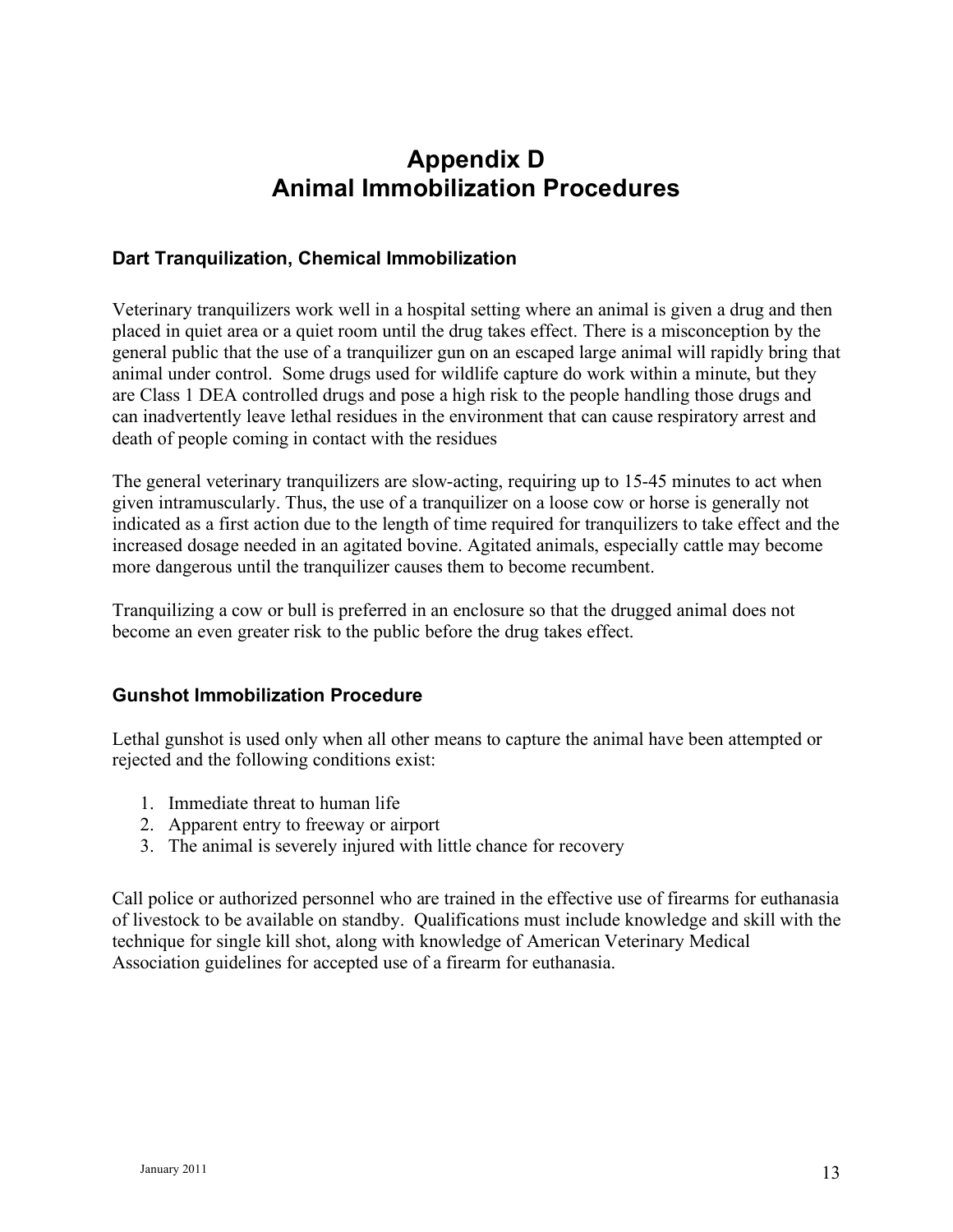# Appendix D
# Animal Immobilization Procedures

### Dart Tranquilization, Chemical Immobilization

Veterinary tranquilizers work well in a hospital setting where an animal is given a drug and then placed in quiet area or a quiet room until the drug takes effect. There is a misconception by the general public that the use of a tranquilizer gun on an escaped large animal will rapidly bring that animal under control. Some drugs used for wildlife capture do work within a minute, but they are Class 1 DEA controlled drugs and pose a high risk to the people handling those drugs and can inadvertently leave lethal residues in the environment that can cause respiratory arrest and death of people coming in contact with the residues

The general veterinary tranquilizers are slow-acting, requiring up to 15-45 minutes to act when given intramuscularly. Thus, the use of a tranquilizer on a loose cow or horse is generally not indicated as a first action due to the length of time required for tranquilizers to take effect and the increased dosage needed in an agitated bovine. Agitated animals, especially cattle may become more dangerous until the tranquilizer causes them to become recumbent.

Tranquilizing a cow or bull is preferred in an enclosure so that the drugged animal does not become an even greater risk to the public before the drug takes effect.

### Gunshot Immobilization Procedure

Lethal gunshot is used only when all other means to capture the animal have been attempted or rejected and the following conditions exist:

1. Immediate threat to human life
2. Apparent entry to freeway or airport
3. The animal is severely injured with little chance for recovery

Call police or authorized personnel who are trained in the effective use of firearms for euthanasia of livestock to be available on standby. Qualifications must include knowledge and skill with the technique for single kill shot, along with knowledge of American Veterinary Medical Association guidelines for accepted use of a firearm for euthanasia.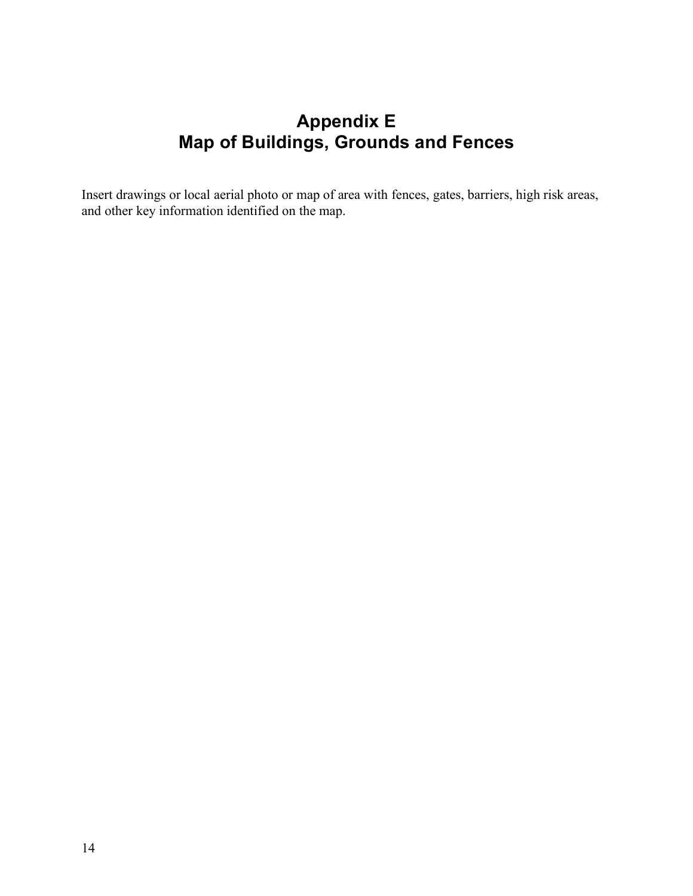# Appendix E
# Map of Buildings, Grounds and Fences

Insert drawings or local aerial photo or map of area with fences, gates, barriers, high risk areas, and other key information identified on the map.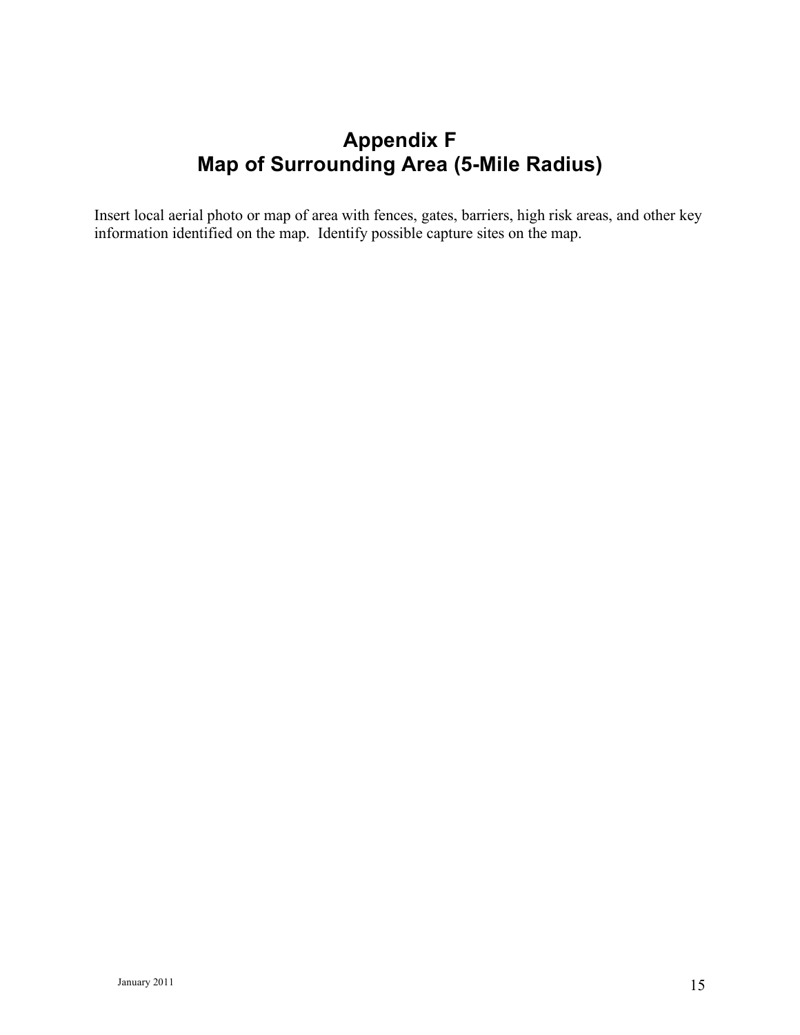# Appendix F
# Map of Surrounding Area (5-Mile Radius)

Insert local aerial photo or map of area with fences, gates, barriers, high risk areas, and other key information identified on the map. Identify possible capture sites on the map.